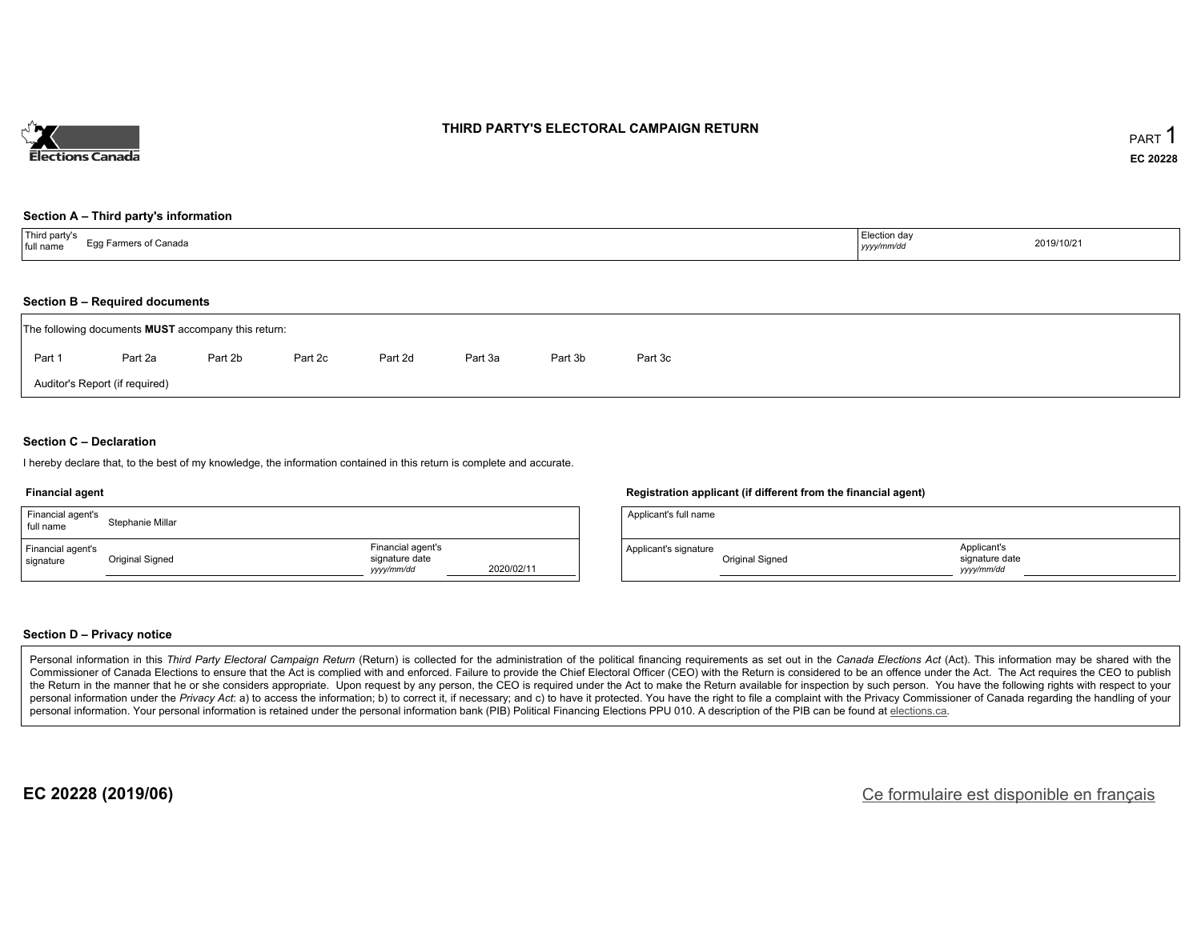# THIRD PARTY'S ELECTORAL CAMPAIGN RETURN

PART 1

EC 20228

## Section A – Third party's information

| Third party's full name | Egg Farmers of Canada | Election day *yyyy/mm/dd* | 2019/10/21 |
|---|---|---|---|

## Section B – Required documents

The following documents **MUST** accompany this return:

Part 1    Part 2a    Part 2b    Part 2c    Part 2d    Part 3a    Part 3b    Part 3c

Auditor's Report (if required)

## Section C – Declaration

I hereby declare that, to the best of my knowledge, the information contained in this return is complete and accurate.

### Financial agent

| Financial agent's full name | Stephanie Millar | | |
|---|---|---|---|
| Financial agent's signature | Original Signed | Financial agent's signature date *yyyy/mm/dd* | 2020/02/11 |

### Registration applicant (if different from the financial agent)

| Applicant's full name | | | |
|---|---|---|---|
| Applicant's signature | Original Signed | Applicant's signature date *yyyy/mm/dd* | |

## Section D – Privacy notice

Personal information in this *Third Party Electoral Campaign Return* (Return) is collected for the administration of the political financing requirements as set out in the *Canada Elections Act* (Act). This information may be shared with the Commissioner of Canada Elections to ensure that the Act is complied with and enforced. Failure to provide the Chief Electoral Officer (CEO) with the Return is considered to be an offence under the Act. The Act requires the CEO to publish the Return in the manner that he or she considers appropriate. Upon request by any person, the CEO is required under the Act to make the Return available for inspection by such person. You have the following rights with respect to your personal information under the *Privacy Act*: a) to access the information; b) to correct it, if necessary; and c) to have it protected. You have the right to file a complaint with the Privacy Commissioner of Canada regarding the handling of your personal information. Your personal information is retained under the personal information bank (PIB) Political Financing Elections PPU 010. A description of the PIB can be found at elections.ca.

**EC 20228 (2019/06)**

Ce formulaire est disponible en français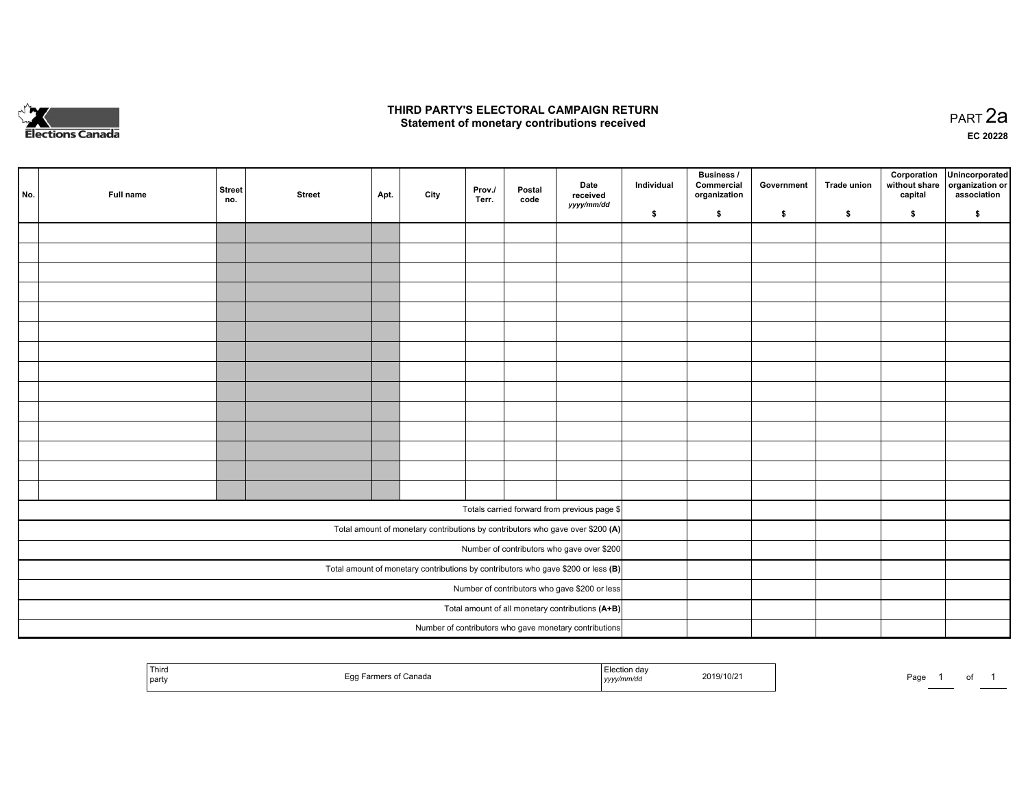# THIRD PARTY'S ELECTORAL CAMPAIGN RETURN
## Statement of monetary contributions received

PART 2a

EC 20228

| No. | Full name | Street no. | Street | Apt. | City | Prov./ Terr. | Postal code | Date received *yyyy/mm/dd* | Individual $ | Business / Commercial organization $ | Government $ | Trade union $ | Corporation without share capital $ | Unincorporated organization or association $ |
|---|---|---|---|---|---|---|---|---|---|---|---|---|---|---|
| | | | | | | | | | | | | | | |
| | | | | | | | | | | | | | | |
| | | | | | | | | | | | | | | |
| | | | | | | | | | | | | | | |
| | | | | | | | | | | | | | | |
| | | | | | | | | | | | | | | |
| | | | | | | | | | | | | | | |
| | | | | | | | | | | | | | | |
| | | | | | | | | | | | | | | |
| | | | | | | | | | | | | | | |
| | | | | | | | | | | | | | | |
| | | | | | | | | | | | | | | |
| | | | | | | | | | | | | | | |
| | | | | | | | | | | | | | | |
| Totals carried forward from previous page $ | | | | | | | | | | | | | | |
| Total amount of monetary contributions by contributors who gave over $200 **(A)** | | | | | | | | | | | | | | |
| Number of contributors who gave over $200 | | | | | | | | | | | | | | |
| Total amount of monetary contributions by contributors who gave $200 or less **(B)** | | | | | | | | | | | | | | |
| Number of contributors who gave $200 or less | | | | | | | | | | | | | | |
| Total amount of all monetary contributions **(A+B)** | | | | | | | | | | | | | | |
| Number of contributors who gave monetary contributions | | | | | | | | | | | | | | |

| Third party | Egg Farmers of Canada | Election day *yyyy/mm/dd* | 2019/10/21 |
|---|---|---|---|

Page 1 of 1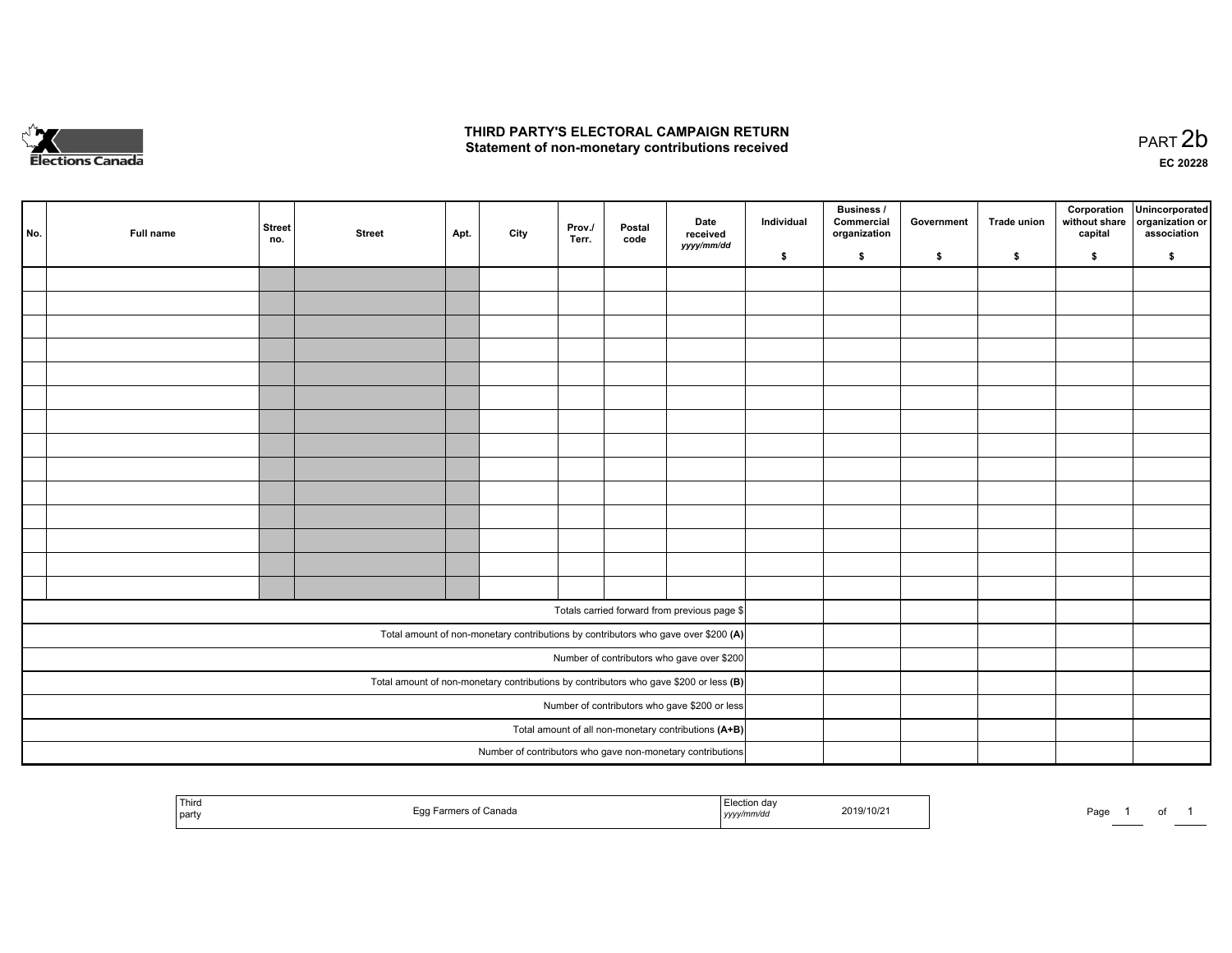# THIRD PARTY'S ELECTORAL CAMPAIGN RETURN
## Statement of non-monetary contributions received

PART 2b

EC 20228

| No. | Full name | Street no. | Street | Apt. | City | Prov./ Terr. | Postal code | Date received *yyyy/mm/dd* | Individual $ | Business / Commercial organization $ | Government $ | Trade union $ | Corporation without share capital $ | Unincorporated organization or association $ |
|---|---|---|---|---|---|---|---|---|---|---|---|---|---|---|
| | | | | | | | | | | | | | | |
| | | | | | | | | | | | | | | |
| | | | | | | | | | | | | | | |
| | | | | | | | | | | | | | | |
| | | | | | | | | | | | | | | |
| | | | | | | | | | | | | | | |
| | | | | | | | | | | | | | | |
| | | | | | | | | | | | | | | |
| | | | | | | | | | | | | | | |
| | | | | | | | | | | | | | | |
| | | | | | | | | | | | | | | |
| | | | | | | | | | | | | | | |
| | | | | | | | | | | | | | | |
| | | | | | | | | | | | | | | |
| Totals carried forward from previous page $ | | | | | | | | | | | | | | |
| Total amount of non-monetary contributions by contributors who gave over $200 **(A)** | | | | | | | | | | | | | | |
| Number of contributors who gave over $200 | | | | | | | | | | | | | | |
| Total amount of non-monetary contributions by contributors who gave $200 or less **(B)** | | | | | | | | | | | | | | |
| Number of contributors who gave $200 or less | | | | | | | | | | | | | | |
| Total amount of all non-monetary contributions **(A+B)** | | | | | | | | | | | | | | |
| Number of contributors who gave non-monetary contributions | | | | | | | | | | | | | | |

| Third party | Egg Farmers of Canada | Election day *yyyy/mm/dd* | 2019/10/21 |
|---|---|---|---|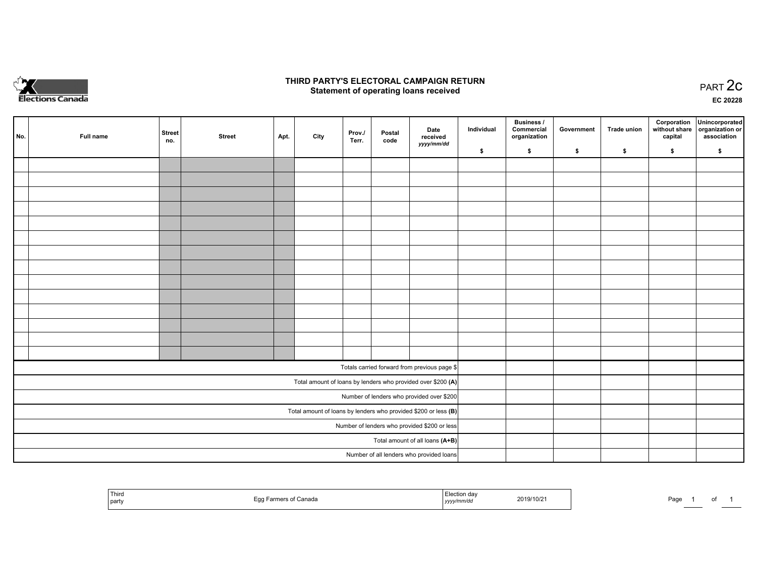# THIRD PARTY'S ELECTORAL CAMPAIGN RETURN
## Statement of operating loans received

PART 2c

EC 20228

| No. | Full name | Street no. | Street | Apt. | City | Prov./ Terr. | Postal code | Date received *yyyy/mm/dd* | Individual $ | Business / Commercial organization $ | Government $ | Trade union $ | Corporation without share capital $ | Unincorporated organization or association $ |
|---|---|---|---|---|---|---|---|---|---|---|---|---|---|---|
| | | | | | | | | | | | | | | |
| | | | | | | | | | | | | | | |
| | | | | | | | | | | | | | | |
| | | | | | | | | | | | | | | |
| | | | | | | | | | | | | | | |
| | | | | | | | | | | | | | | |
| | | | | | | | | | | | | | | |
| | | | | | | | | | | | | | | |
| | | | | | | | | | | | | | | |
| | | | | | | | | | | | | | | |
| | | | | | | | | | | | | | | |
| | | | | | | | | | | | | | | |
| | | | | | | | | | | | | | | |
| | | | | | | | | | | | | | | |
| Totals carried forward from previous page $ | | | | | | | | | | | | | | |
| Total amount of loans by lenders who provided over $200 **(A)** | | | | | | | | | | | | | | |
| Number of lenders who provided over $200 | | | | | | | | | | | | | | |
| Total amount of loans by lenders who provided $200 or less **(B)** | | | | | | | | | | | | | | |
| Number of lenders who provided $200 or less | | | | | | | | | | | | | | |
| Total amount of all loans **(A+B)** | | | | | | | | | | | | | | |
| Number of all lenders who provided loans | | | | | | | | | | | | | | |

| Third party | Egg Farmers of Canada | Election day *yyyy/mm/dd* | 2019/10/21 |
|---|---|---|---|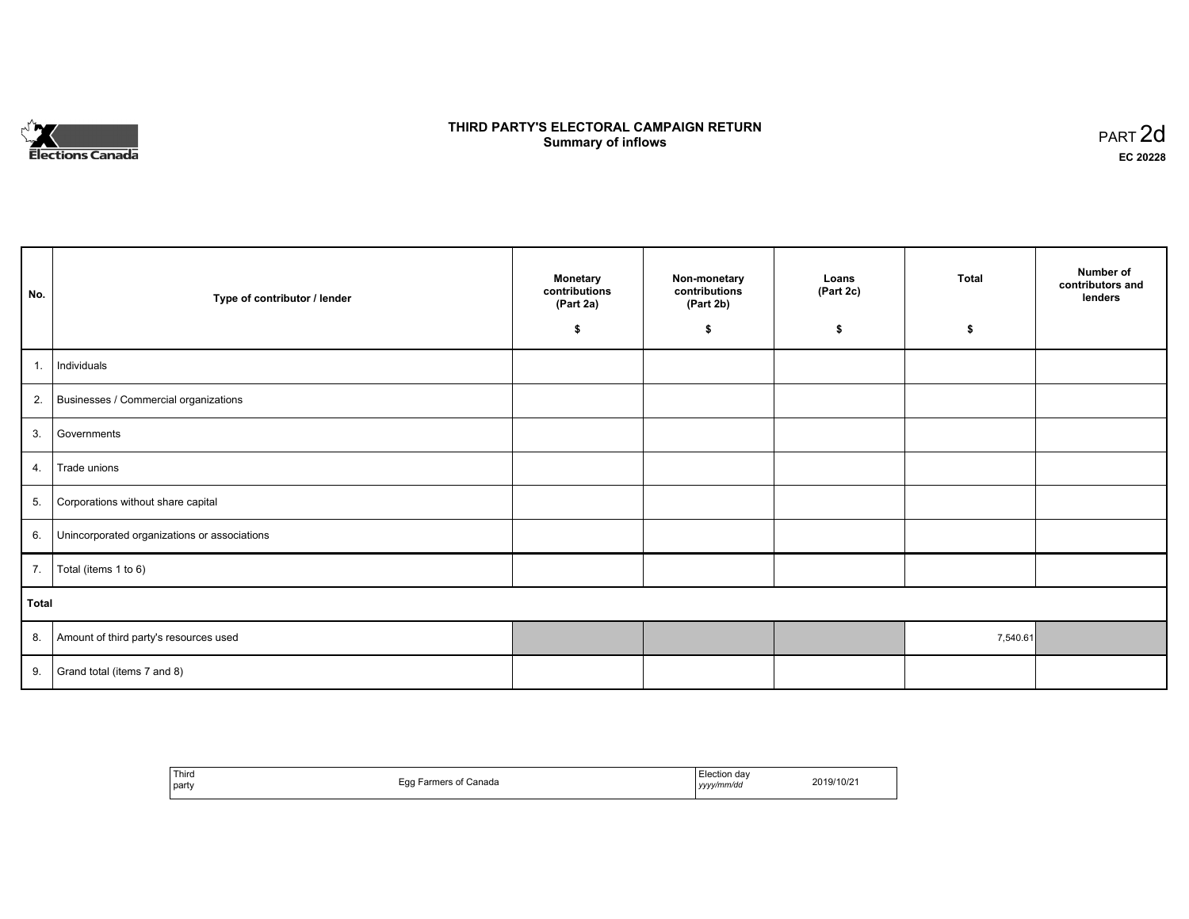Elections Canada

# THIRD PARTY'S ELECTORAL CAMPAIGN RETURN
## Summary of inflows

PART 2d

EC 20228

| No. | Type of contributor / lender | Monetary contributions (Part 2a) $ | Non-monetary contributions (Part 2b) $ | Loans (Part 2c) $ | Total $ | Number of contributors and lenders |
|---|---|---|---|---|---|---|
| 1. | Individuals | | | | | |
| 2. | Businesses / Commercial organizations | | | | | |
| 3. | Governments | | | | | |
| 4. | Trade unions | | | | | |
| 5. | Corporations without share capital | | | | | |
| 6. | Unincorporated organizations or associations | | | | | |
| 7. | Total (items 1 to 6) | | | | | |
| **Total** | | | | | | |
| 8. | Amount of third party's resources used | | | | 7,540.61 | |
| 9. | Grand total (items 7 and 8) | | | | | |

| Third party | Egg Farmers of Canada | Election day *yyyy/mm/dd* | 2019/10/21 |
|---|---|---|---|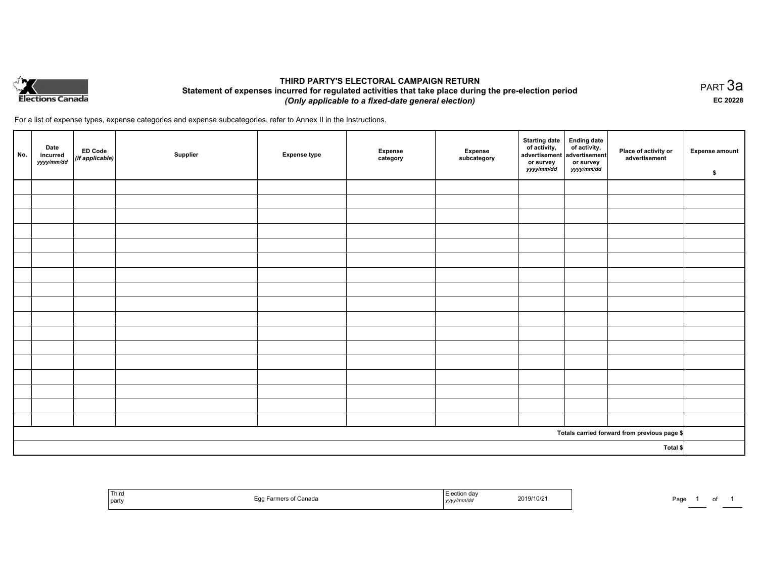Elections Canada

# THIRD PARTY'S ELECTORAL CAMPAIGN RETURN

## Statement of expenses incurred for regulated activities that take place during the pre-election period

***(Only applicable to a fixed-date general election)***

PART 3a

**EC 20228**

For a list of expense types, expense categories and expense subcategories, refer to Annex II in the Instructions.

| No. | Date incurred *yyyy/mm/dd* | ED Code *(if applicable)* | Supplier | Expense type | Expense category | Expense subcategory | Starting date of activity, advertisement or survey *yyyy/mm/dd* | Ending date of activity, advertisement or survey *yyyy/mm/dd* | Place of activity or advertisement | Expense amount $ |
|---|---|---|---|---|---|---|---|---|---|---|
| | | | | | | | | | | |
| | | | | | | | | | | |
| | | | | | | | | | | |
| | | | | | | | | | | |
| | | | | | | | | | | |
| | | | | | | | | | | |
| | | | | | | | | | | |
| | | | | | | | | | | |
| | | | | | | | | | | |
| | | | | | | | | | | |
| | | | | | | | | | | |
| | | | | | | | | | | |
| | | | | | | | | | | |
| | | | | | | | | | | |
| | | | | | | | | | | |
| | | | | | | | | | | |
| | | | | | | | | | | |
| | | | | | | | | | **Totals carried forward from previous page $** | |
| | | | | | | | | | **Total $** | |

| Third party | Egg Farmers of Canada | Election day *yyyy/mm/dd* | 2019/10/21 |
|---|---|---|---|

Page 1 of 1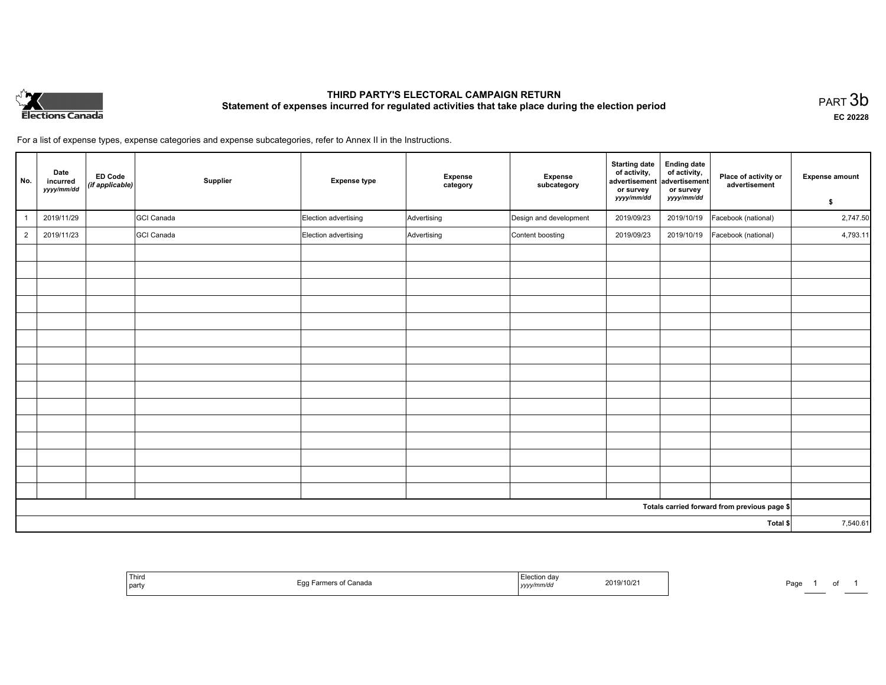# THIRD PARTY'S ELECTORAL CAMPAIGN RETURN

## Statement of expenses incurred for regulated activities that take place during the election period

PART 3b

EC 20228

For a list of expense types, expense categories and expense subcategories, refer to Annex II in the Instructions.

| No. | Date incurred *yyyy/mm/dd* | ED Code *(if applicable)* | Supplier | Expense type | Expense category | Expense subcategory | Starting date of activity, advertisement or survey *yyyy/mm/dd* | Ending date of activity, advertisement or survey *yyyy/mm/dd* | Place of activity or advertisement | Expense amount $ |
|---|---|---|---|---|---|---|---|---|---|---|
| 1 | 2019/11/29 | | GCI Canada | Election advertising | Advertising | Design and development | 2019/09/23 | 2019/10/19 | Facebook (national) | 2,747.50 |
| 2 | 2019/11/23 | | GCI Canada | Election advertising | Advertising | Content boosting | 2019/09/23 | 2019/10/19 | Facebook (national) | 4,793.11 |
| | | | | | | | | | | |
| | | | | | | | | | | |
| | | | | | | | | | | |
| | | | | | | | | | | |
| | | | | | | | | | | |
| | | | | | | | | | | |
| | | | | | | | | | | |
| | | | | | | | | | | |
| | | | | | | | | | | |
| | | | | | | | | | | |
| | | | | | | | | | | |
| | | | | | | | | | | |
| | | | | | | | | | | |
| | | | | | | | | | | |
| | | | | | | | | | | |
| | | | | | | | | | Totals carried forward from previous page $ | |
| | | | | | | | | | Total $ | 7,540.61 |

| Third party | Egg Farmers of Canada | Election day *yyyy/mm/dd* | 2019/10/21 |
|---|---|---|---|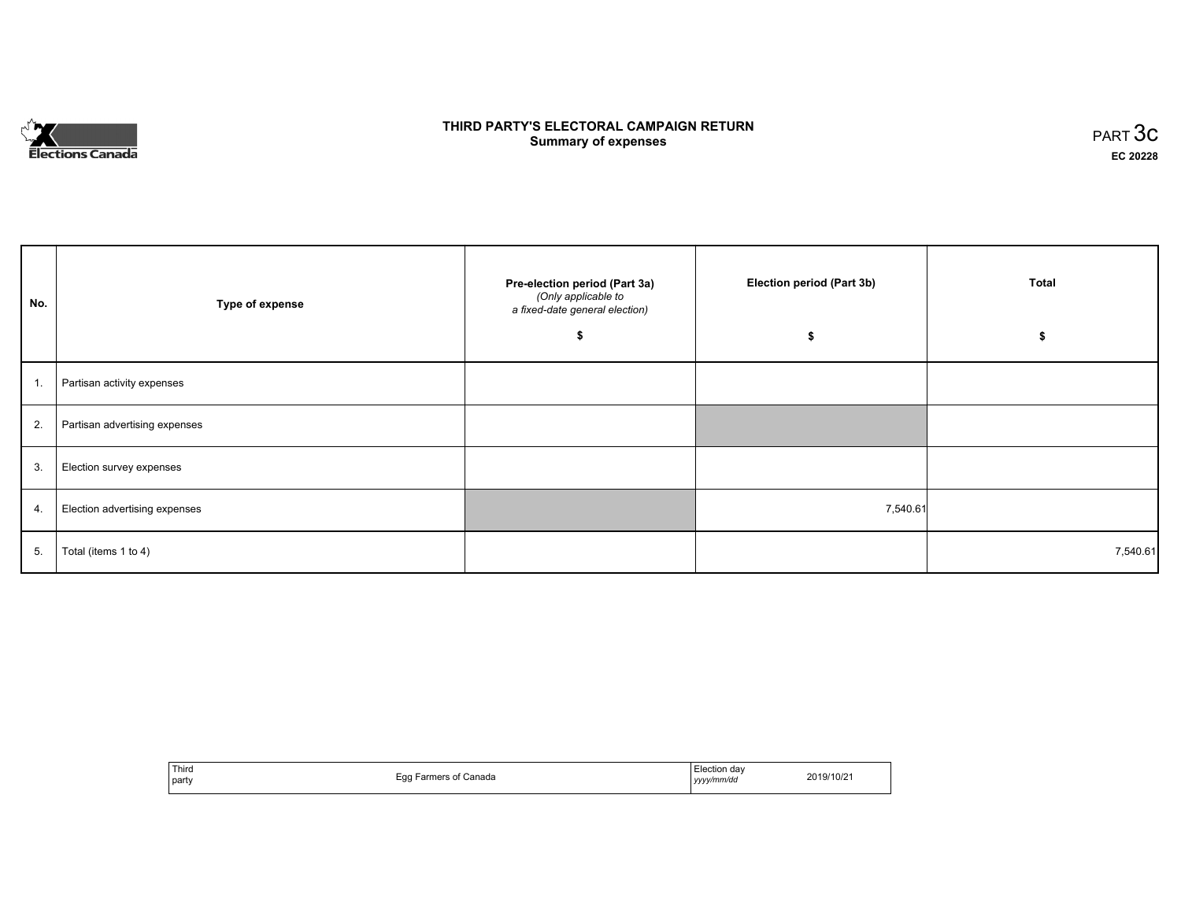Elections Canada

# THIRD PARTY'S ELECTORAL CAMPAIGN RETURN
## Summary of expenses

PART 3c

EC 20228

| No. | Type of expense | Pre-election period (Part 3a) *(Only applicable to a fixed-date general election)* $ | Election period (Part 3b) $ | Total $ |
|---|---|---|---|---|
| 1. | Partisan activity expenses | | | |
| 2. | Partisan advertising expenses | | | |
| 3. | Election survey expenses | | | |
| 4. | Election advertising expenses | | 7,540.61 | |
| 5. | Total (items 1 to 4) | | | 7,540.61 |

| Third party | Egg Farmers of Canada | Election day *yyyy/mm/dd* | 2019/10/21 |
|---|---|---|---|